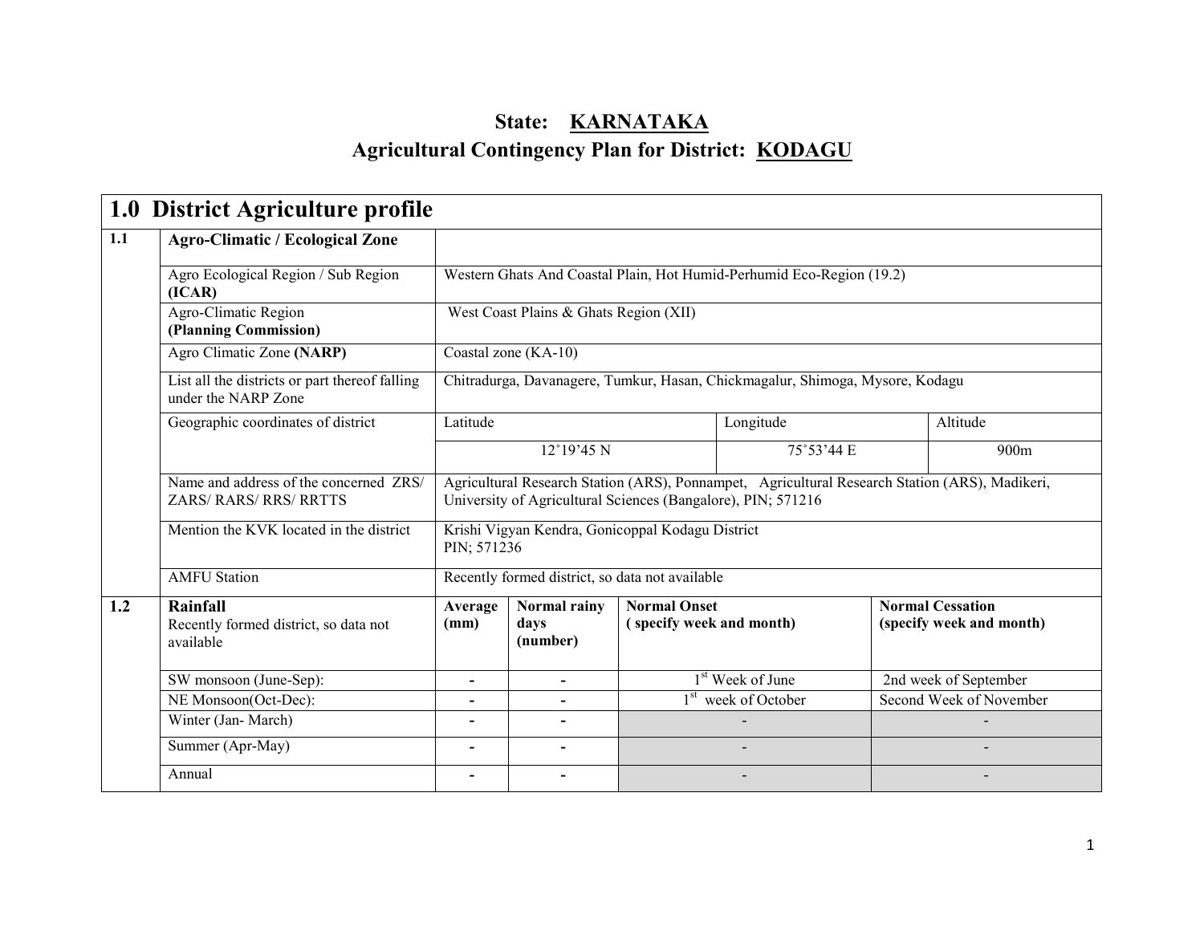# State: KARNATAKA
## Agricultural Contingency Plan for District: KODAGU

| 1.0 District Agriculture profile | | | | | | |
|---|---|---|---|---|---|---|
| 1.1 | **Agro-Climatic / Ecological Zone** | | | | | |
| | Agro Ecological Region / Sub Region **(ICAR)** | Western Ghats And Coastal Plain, Hot Humid-Perhumid Eco-Region (19.2) | | | | |
| | Agro-Climatic Region **(Planning Commission)** | West Coast Plains & Ghats Region (XII) | | | | |
| | Agro Climatic Zone **(NARP)** | Coastal zone (KA-10) | | | | |
| | List all the districts or part thereof falling under the NARP Zone | Chitradurga, Davanagere, Tumkur, Hasan, Chickmagalur, Shimoga, Mysore, Kodagu | | | | |
| | Geographic coordinates of district | Latitude | | Longitude | | Altitude |
| | | 12˚19'45 N | | 75˚53'44 E | | 900m |
| | Name and address of the concerned ZRS/ ZARS/ RARS/ RRS/ RRTTS | Agricultural Research Station (ARS), Ponnampet, Agricultural Research Station (ARS), Madikeri, University of Agricultural Sciences (Bangalore), PIN; 571216 | | | | |
| | Mention the KVK located in the district | Krishi Vigyan Kendra, Gonicoppal Kodagu District PIN; 571236 | | | | |
| | AMFU Station | Recently formed district, so data not available | | | | |
| 1.2 | **Rainfall** Recently formed district, so data not available | **Average (mm)** | **Normal rainy days (number)** | **Normal Onset ( specify week and month)** | | **Normal Cessation (specify week and month)** |
| | SW monsoon (June-Sep): | - | - | 1st Week of June | | 2nd week of September |
| | NE Monsoon(Oct-Dec): | - | - | 1st week of October | | Second Week of November |
| | Winter (Jan- March) | - | - | - | | - |
| | Summer (Apr-May) | - | - | - | | - |
| | Annual | - | - | - | | - |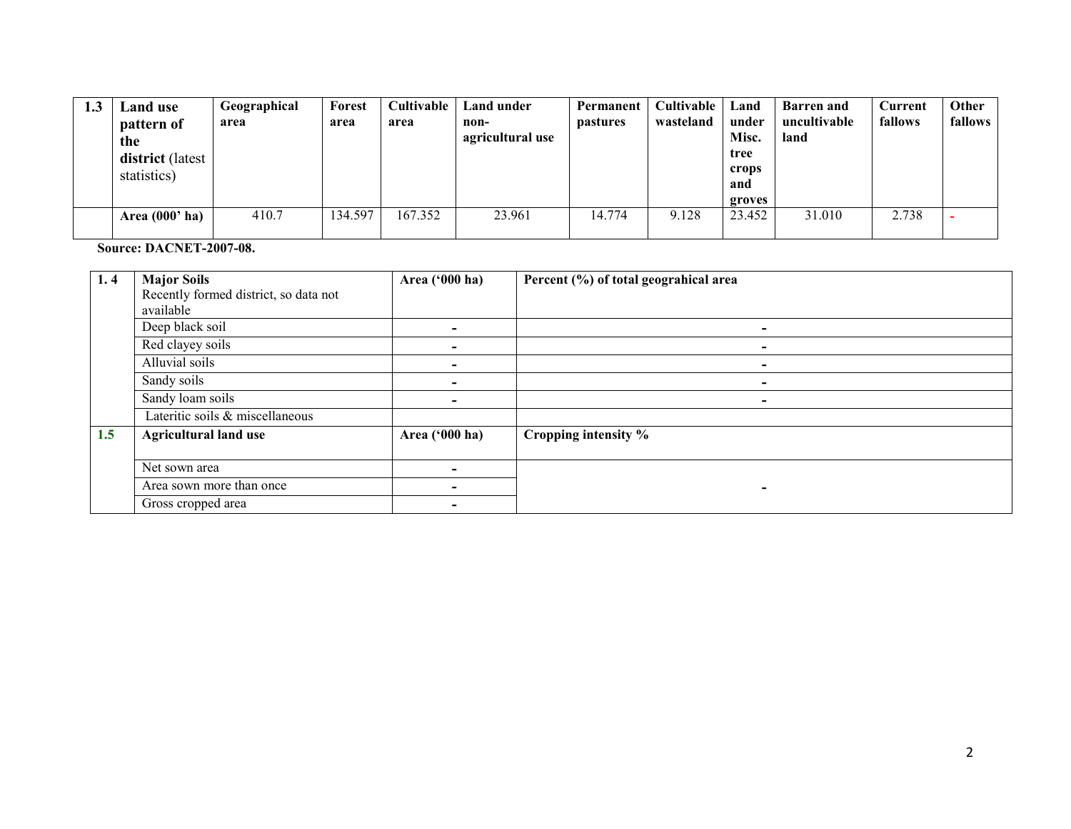| 1.3 | Land use pattern of the **district** (latest statistics) | Geographical area | Forest area | Cultivable area | Land under non-agricultural use | Permanent pastures | Cultivable wasteland | Land under Misc. tree crops and groves | Barren and uncultivable land | Current fallows | Other fallows |
|---|---|---|---|---|---|---|---|---|---|---|---|
| | **Area (000' ha)** | 410.7 | 134.597 | 167.352 | 23.961 | 14.774 | 9.128 | 23.452 | 31.010 | 2.738 | - |

**Source: DACNET-2007-08.**

| 1. 4 | **Major Soils** Recently formed district, so data not available | **Area ('000 ha)** | **Percent (%) of total geograhical area** |
|---|---|---|---|
| | Deep black soil | - | - |
| | Red clayey soils | - | - |
| | Alluvial soils | - | - |
| | Sandy soils | - | - |
| | Sandy loam soils | - | - |
| | Lateritic soils & miscellaneous | | |
| **1.5** | **Agricultural land use** | **Area ('000 ha)** | **Cropping intensity %** |
| | Net sown area | - | - |
| | Area sown more than once | - | |
| | Gross cropped area | - | |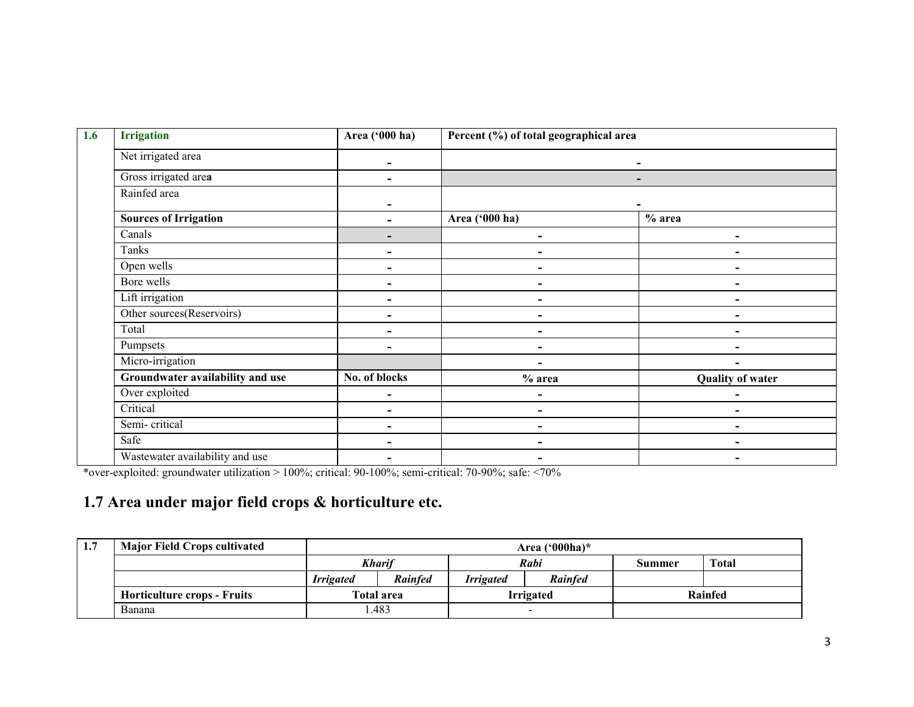| 1.6 | Irrigation | Area ('000 ha) | Percent (%) of total geographical area | |
|---|---|---|---|---|
| | Net irrigated area | - | - | |
| | Gross irrigated area | - | - | |
| | Rainfed area | - | - | |
| | **Sources of Irrigation** | - | **Area ('000 ha)** | **% area** |
| | Canals | - | - | - |
| | Tanks | - | - | - |
| | Open wells | - | - | - |
| | Bore wells | - | - | - |
| | Lift irrigation | - | - | - |
| | Other sources(Reservoirs) | - | - | - |
| | Total | - | - | - |
| | Pumpsets | - | - | - |
| | Micro-irrigation | | - | - |
| | **Groundwater availability and use** | **No. of blocks** | **% area** | **Quality of water** |
| | Over exploited | - | - | - |
| | Critical | - | - | - |
| | Semi- critical | - | - | - |
| | Safe | - | - | - |
| | Wastewater availability and use | - | - | - |

*over-exploited: groundwater utilization > 100%; critical: 90-100%; semi-critical: 70-90%; safe: <70%

## 1.7 Area under major field crops & horticulture etc.

| 1.7 | Major Field Crops cultivated | Area ('000ha)* | | | | | |
|---|---|---|---|---|---|---|---|
| | | ***Kharif*** | | ***Rabi*** | | **Summer** | **Total** |
| | | ***Irrigated*** | ***Rainfed*** | ***Irrigated*** | ***Rainfed*** | | |
| | **Horticulture crops - Fruits** | **Total area** | | **Irrigated** | | **Rainfed** | |
| | Banana | 1.483 | | - | | | |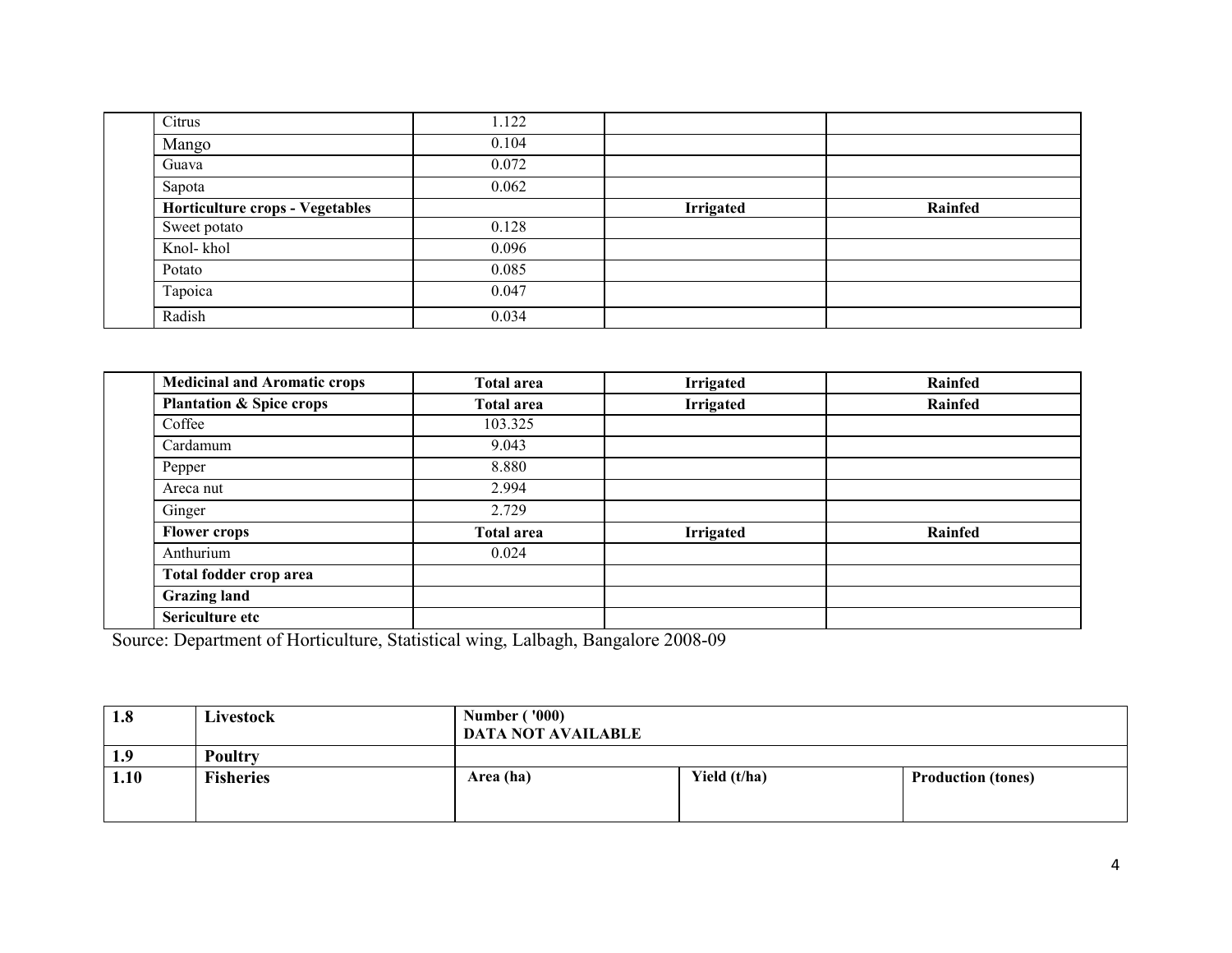| | | | | |
|---|---|---|---|---|
| | Citrus | 1.122 | | |
| | Mango | 0.104 | | |
| | Guava | 0.072 | | |
| | Sapota | 0.062 | | |
| | **Horticulture crops - Vegetables** | | **Irrigated** | **Rainfed** |
| | Sweet potato | 0.128 | | |
| | Knol- khol | 0.096 | | |
| | Potato | 0.085 | | |
| | Tapoica | 0.047 | | |
| | Radish | 0.034 | | |

| | | | | |
|---|---|---|---|---|
| | **Medicinal and Aromatic crops** | **Total area** | **Irrigated** | **Rainfed** |
| | **Plantation & Spice crops** | **Total area** | **Irrigated** | **Rainfed** |
| | Coffee | 103.325 | | |
| | Cardamum | 9.043 | | |
| | Pepper | 8.880 | | |
| | Areca nut | 2.994 | | |
| | Ginger | 2.729 | | |
| | **Flower crops** | **Total area** | **Irrigated** | **Rainfed** |
| | Anthurium | 0.024 | | |
| | **Total fodder crop area** | | | |
| | **Grazing land** | | | |
| | **Sericulture etc** | | | |

Source: Department of Horticulture, Statistical wing, Lalbagh, Bangalore 2008-09

| | | | | |
|---|---|---|---|---|
| **1.8** | **Livestock** | **Number ('000)** **DATA NOT AVAILABLE** | | |
| **1.9** | **Poultry** | | | |
| **1.10** | **Fisheries** | **Area (ha)** | **Yield (t/ha)** | **Production (tones)** |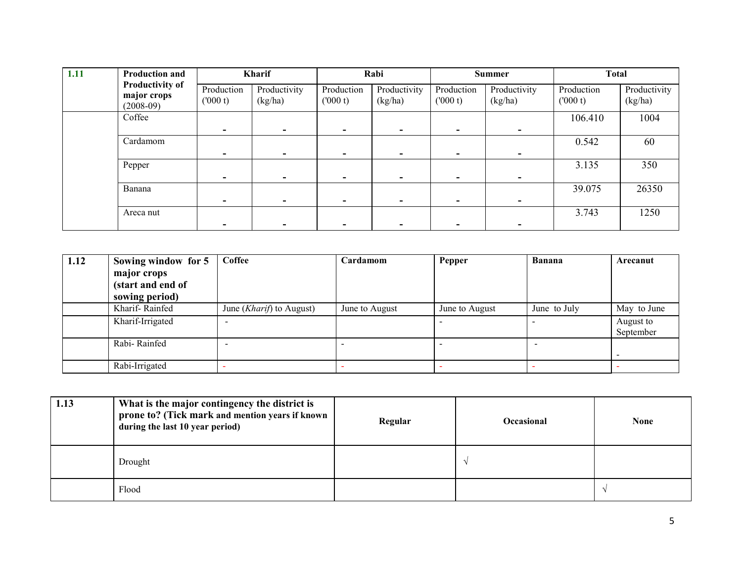| 1.11 | Production and Productivity of major crops (2008-09) | Kharif | | Rabi | | Summer | | Total | |
|---|---|---|---|---|---|---|---|---|---|
| | | Production ('000 t) | Productivity (kg/ha) | Production ('000 t) | Productivity (kg/ha) | Production ('000 t) | Productivity (kg/ha) | Production ('000 t) | Productivity (kg/ha) |
| | Coffee | - | - | - | - | - | - | 106.410 | 1004 |
| | Cardamom | - | - | - | - | - | - | 0.542 | 60 |
| | Pepper | - | - | - | - | - | - | 3.135 | 350 |
| | Banana | - | - | - | - | - | - | 39.075 | 26350 |
| | Areca nut | - | - | - | - | - | - | 3.743 | 1250 |

| 1.12 | **Sowing window for 5 major crops (start and end of sowing period)** | **Coffee** | **Cardamom** | **Pepper** | **Banana** | **Arecanut** |
|---|---|---|---|---|---|---|
| | Kharif- Rainfed | June (*Kharif*) to August) | June to August | June to August | June to July | May to June |
| | Kharif-Irrigated | - | | - | - | August to September |
| | Rabi- Rainfed | - | - | - | - | - |
| | Rabi-Irrigated | - | - | - | - | - |

| 1.13 | **What is the major contingency the district is prone to? (Tick mark and mention years if known during the last 10 year period)** | **Regular** | **Occasional** | **None** |
|---|---|---|---|---|
| | Drought | | √ | |
| | Flood | | | √ |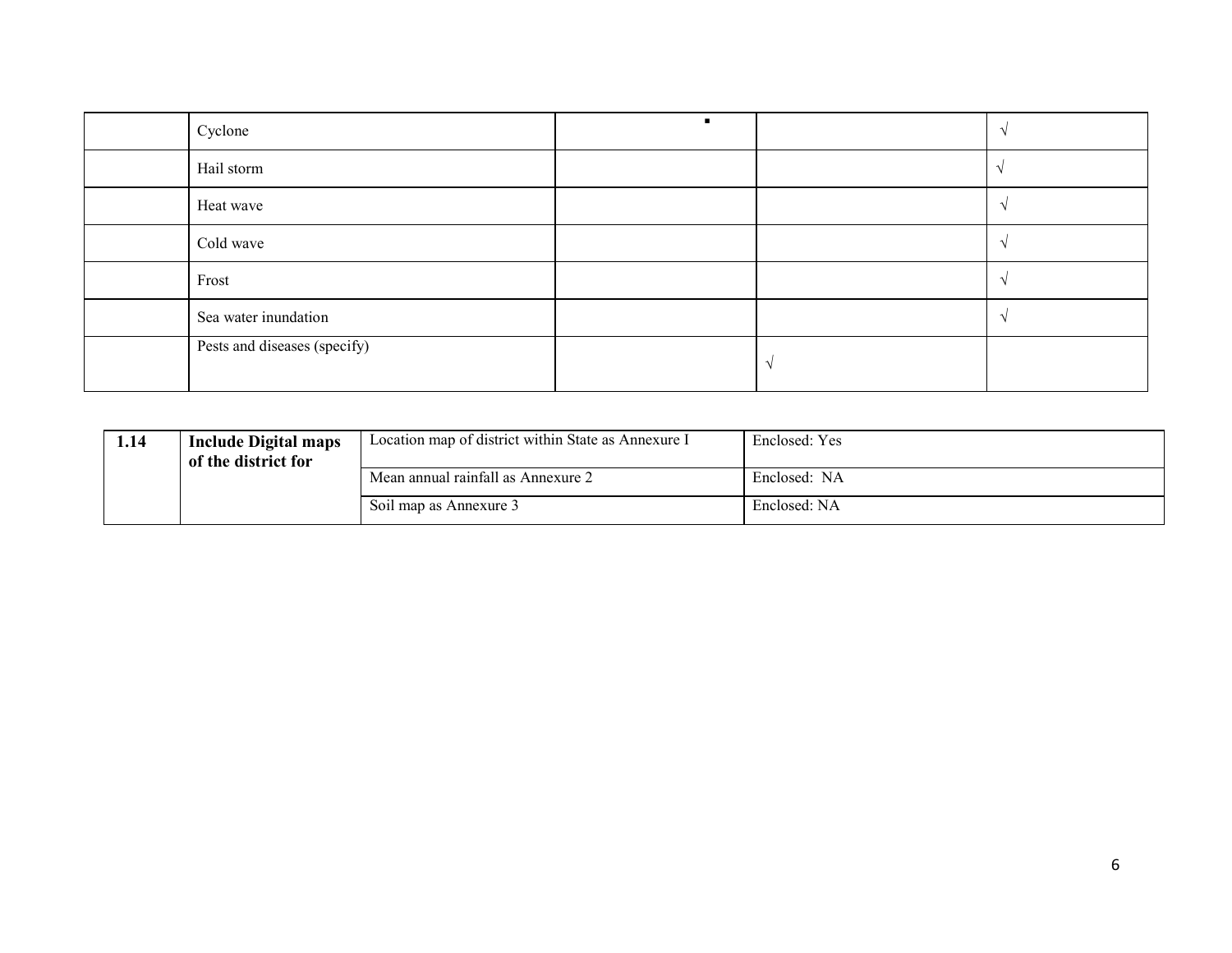| | | | | |
|---|---|---|---|---|
| | Cyclone | ▪ | | √ |
| | Hail storm | | | √ |
| | Heat wave | | | √ |
| | Cold wave | | | √ |
| | Frost | | | √ |
| | Sea water inundation | | | √ |
| | Pests and diseases (specify) | | √ | |

| | | | |
|---|---|---|---|
| **1.14** | **Include Digital maps of the district for** | Location map of district within State as Annexure I | Enclosed: Yes |
| | | Mean annual rainfall as Annexure 2 | Enclosed: NA |
| | | Soil map as Annexure 3 | Enclosed: NA |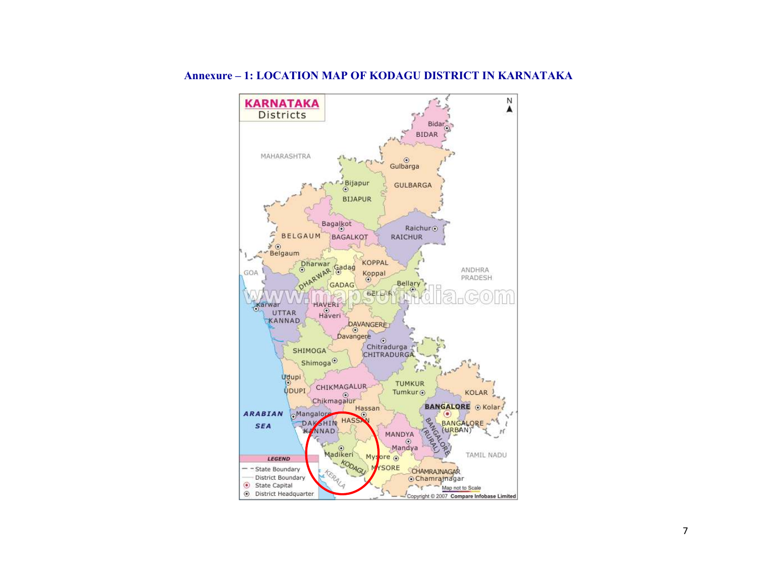# Annexure – 1: LOCATION MAP OF KODAGU DISTRICT IN KARNATAKA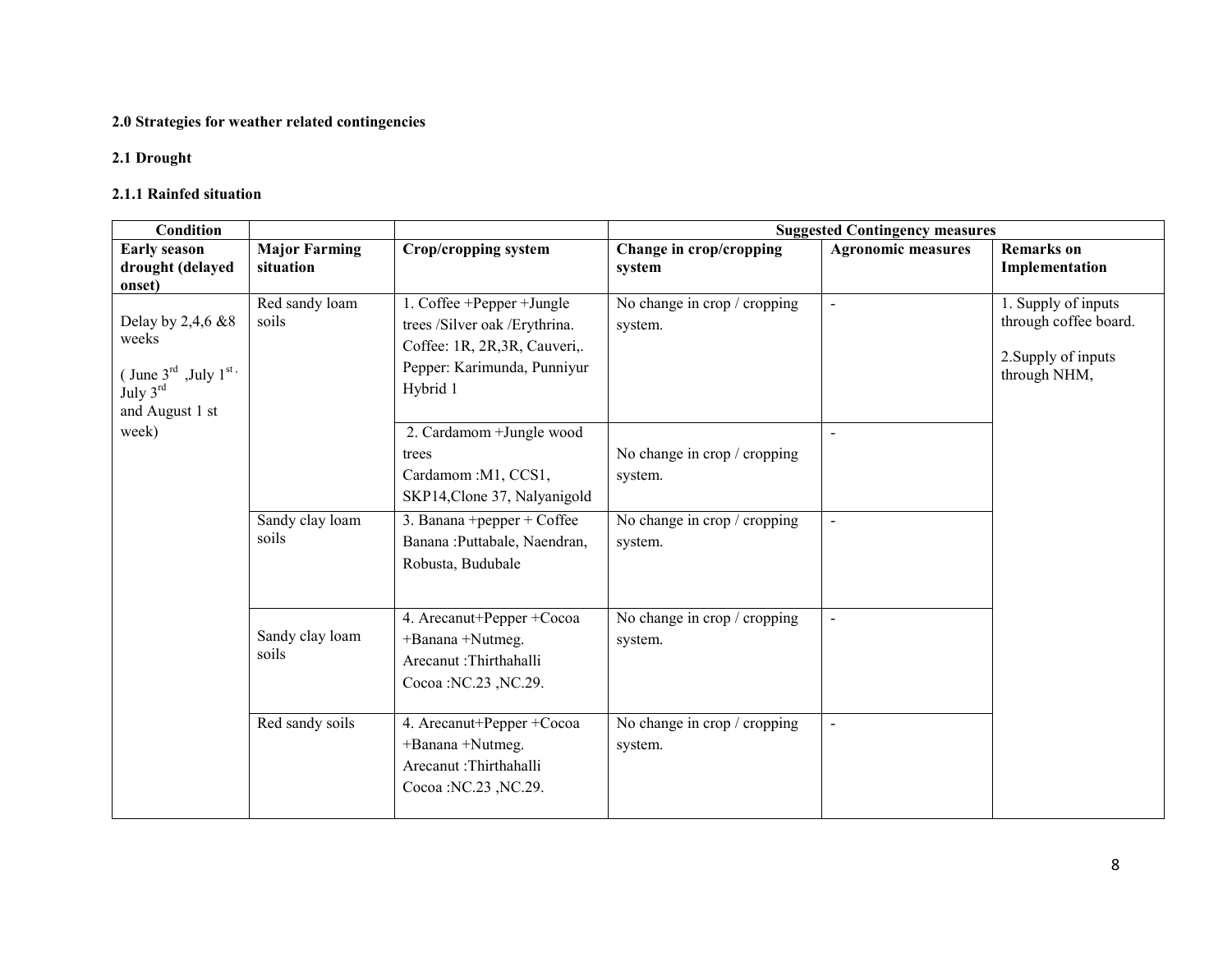**2.0 Strategies for weather related contingencies**

**2.1 Drought**

**2.1.1 Rainfed situation**

| Condition | | | Suggested Contingency measures | | |
|---|---|---|---|---|---|
| **Early season drought (delayed onset)** | **Major Farming situation** | **Crop/cropping system** | **Change in crop/cropping system** | **Agronomic measures** | **Remarks on Implementation** |
| Delay by 2,4,6 &8 weeks ( June 3rd ,July 1st , July 3rd and August 1 st week) | Red sandy loam soils | 1. Coffee +Pepper +Jungle trees /Silver oak /Erythrina. Coffee: 1R, 2R,3R, Cauveri,. Pepper: Karimunda, Punniyur Hybrid 1 | No change in crop / cropping system. | - | 1. Supply of inputs through coffee board. 2.Supply of inputs through NHM, |
| | | 2. Cardamom +Jungle wood trees Cardamom :M1, CCS1, SKP14,Clone 37, Nalyanigold | No change in crop / cropping system. | - | |
| | Sandy clay loam soils | 3. Banana +pepper + Coffee Banana :Puttabale, Naendran, Robusta, Budubale | No change in crop / cropping system. | - | |
| | Sandy clay loam soils | 4. Arecanut+Pepper +Cocoa +Banana +Nutmeg. Arecanut :Thirthahalli Cocoa :NC.23 ,NC.29. | No change in crop / cropping system. | - | |
| | Red sandy soils | 4. Arecanut+Pepper +Cocoa +Banana +Nutmeg. Arecanut :Thirthahalli Cocoa :NC.23 ,NC.29. | No change in crop / cropping system. | - | |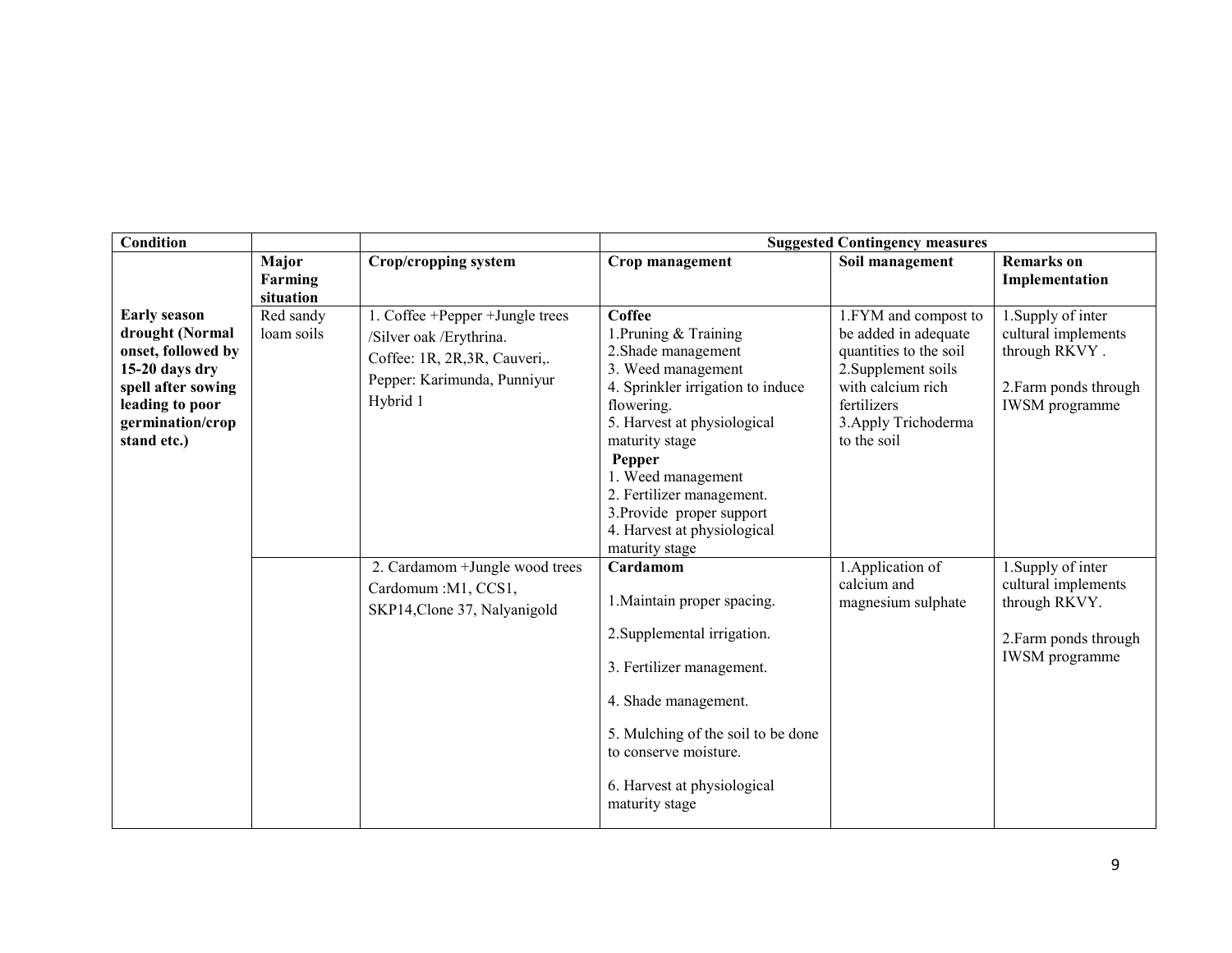| Condition | | | Suggested Contingency measures | | |
|---|---|---|---|---|---|
| | **Major Farming situation** | **Crop/cropping system** | **Crop management** | **Soil management** | **Remarks on Implementation** |
| **Early season drought (Normal onset, followed by 15-20 days dry spell after sowing leading to poor germination/crop stand etc.)** | Red sandy loam soils | 1. Coffee +Pepper +Jungle trees /Silver oak /Erythrina.<br>Coffee: 1R, 2R,3R, Cauveri,.<br>Pepper: Karimunda, Punniyur Hybrid 1 | **Coffee**<br>1.Pruning & Training<br>2.Shade management<br>3. Weed management<br>4. Sprinkler irrigation to induce flowering.<br>5. Harvest at physiological maturity stage<br>**Pepper**<br>1. Weed management<br>2. Fertilizer management.<br>3.Provide proper support<br>4. Harvest at physiological maturity stage | 1.FYM and compost to be added in adequate quantities to the soil<br>2.Supplement soils with calcium rich fertilizers<br>3.Apply Trichoderma to the soil | 1.Supply of inter cultural implements through RKVY .<br><br>2.Farm ponds through IWSM programme |
| | | 2. Cardamom +Jungle wood trees<br>Cardomum :M1, CCS1, SKP14,Clone 37, Nalyanigold | **Cardamom**<br><br>1.Maintain proper spacing.<br><br>2.Supplemental irrigation.<br><br>3. Fertilizer management.<br><br>4. Shade management.<br><br>5. Mulching of the soil to be done to conserve moisture.<br><br>6. Harvest at physiological maturity stage | 1.Application of calcium and magnesium sulphate | 1.Supply of inter cultural implements through RKVY.<br><br>2.Farm ponds through IWSM programme |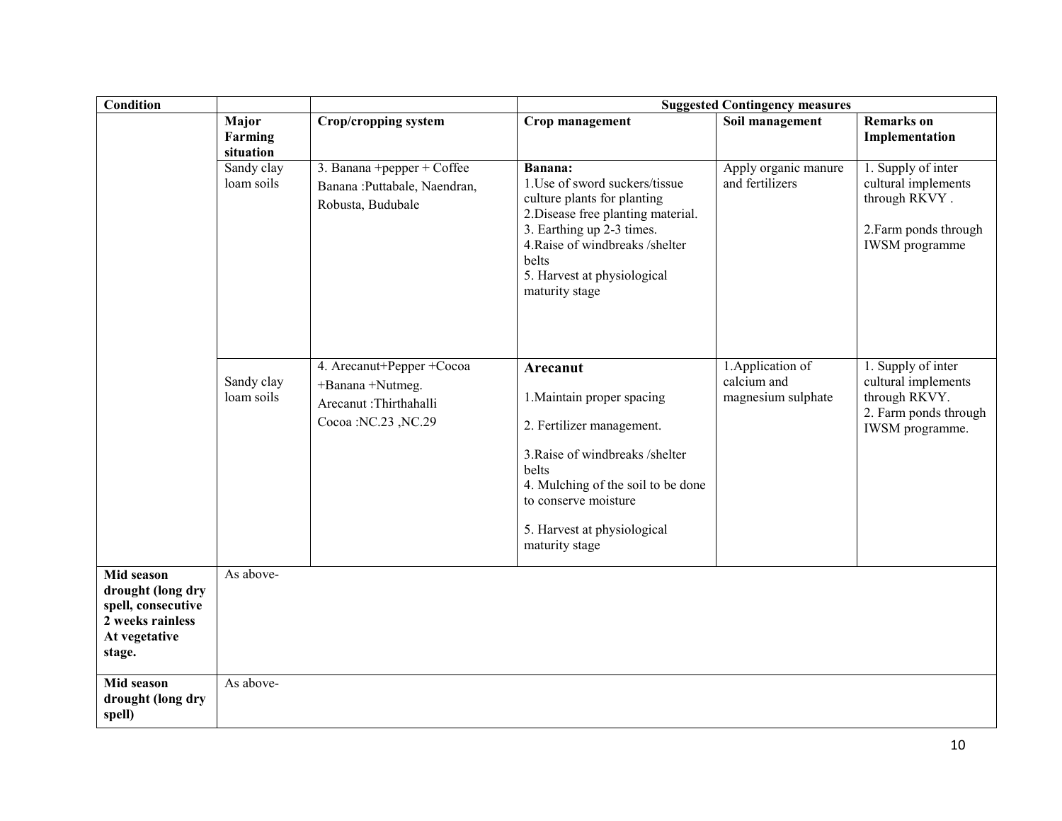| Condition | | | Suggested Contingency measures | | |
|---|---|---|---|---|---|
| | **Major Farming situation** | **Crop/cropping system** | **Crop management** | **Soil management** | **Remarks on Implementation** |
| | Sandy clay loam soils | 3. Banana +pepper + Coffee<br>Banana :Puttabale, Naendran, Robusta, Budubale | **Banana:**<br>1.Use of sword suckers/tissue culture plants for planting<br>2.Disease free planting material.<br>3. Earthing up 2-3 times.<br>4.Raise of windbreaks /shelter belts<br>5. Harvest at physiological maturity stage | Apply organic manure and fertilizers | 1. Supply of inter cultural implements through RKVY .<br>2.Farm ponds through IWSM programme |
| | Sandy clay loam soils | 4. Arecanut+Pepper +Cocoa +Banana +Nutmeg.<br>Arecanut :Thirthahalli<br>Cocoa :NC.23 ,NC.29 | **Arecanut**<br>1.Maintain proper spacing<br>2. Fertilizer management.<br>3.Raise of windbreaks /shelter belts<br>4. Mulching of the soil to be done to conserve moisture<br>5. Harvest at physiological maturity stage | 1.Application of calcium and magnesium sulphate | 1. Supply of inter cultural implements through RKVY.<br>2. Farm ponds through IWSM programme. |
| **Mid season drought (long dry spell, consecutive 2 weeks rainless At vegetative stage.** | As above- | | | | |
| **Mid season drought (long dry spell)** | As above- | | | | |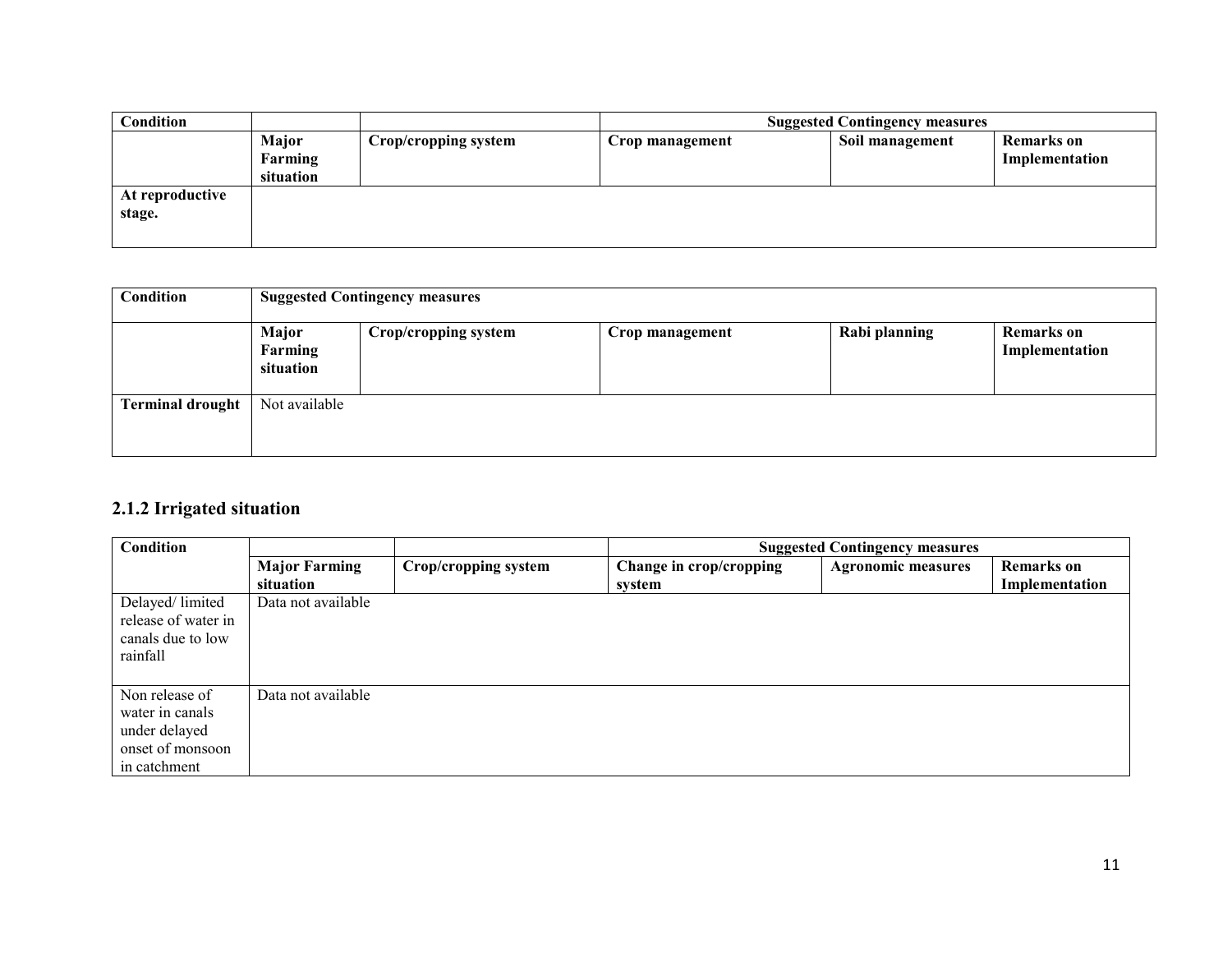| Condition | | | Suggested Contingency measures | | |
|---|---|---|---|---|---|
| | Major Farming situation | Crop/cropping system | Crop management | Soil management | Remarks on Implementation |
| At reproductive stage. | | | | | |

| Condition | Suggested Contingency measures | | | | |
|---|---|---|---|---|---|
| | Major Farming situation | Crop/cropping system | Crop management | Rabi planning | Remarks on Implementation |
| Terminal drought | Not available | | | | |

## 2.1.2 Irrigated situation

| Condition | | | Suggested Contingency measures | | |
|---|---|---|---|---|---|
| | Major Farming situation | Crop/cropping system | Change in crop/cropping system | Agronomic measures | Remarks on Implementation |
| Delayed/ limited release of water in canals due to low rainfall | Data not available | | | | |
| Non release of water in canals under delayed onset of monsoon in catchment | Data not available | | | | |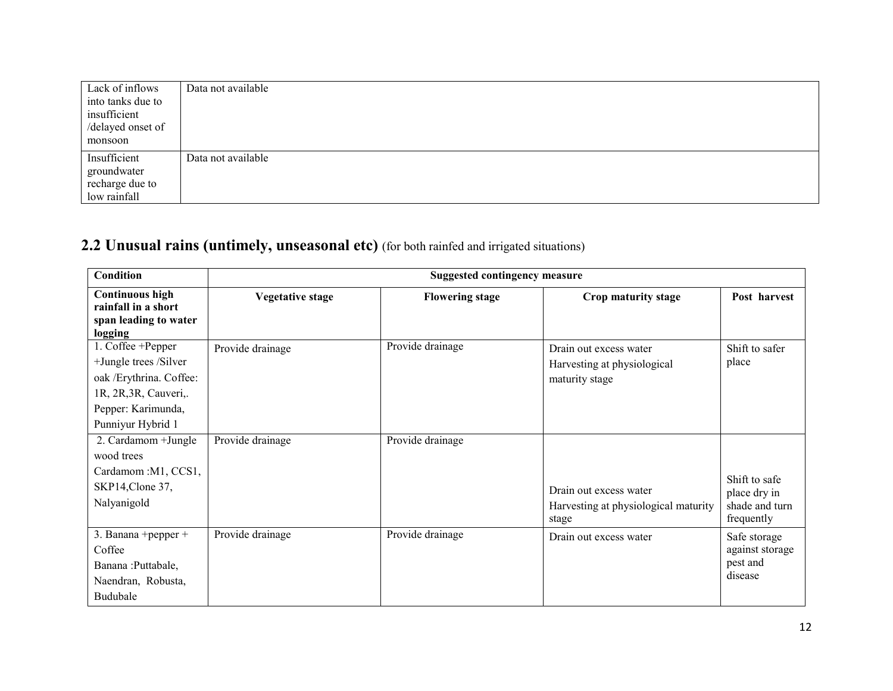| Lack of inflows into tanks due to insufficient /delayed onset of monsoon | Data not available |
|---|---|
| Insufficient groundwater recharge due to low rainfall | Data not available |

## 2.2 Unusual rains (untimely, unseasonal etc) (for both rainfed and irrigated situations)

| Condition | Suggested contingency measure | | | |
|---|---|---|---|---|
| **Continuous high rainfall in a short span leading to water logging** | **Vegetative stage** | **Flowering stage** | **Crop maturity stage** | **Post harvest** |
| 1. Coffee +Pepper +Jungle trees /Silver oak /Erythrina. Coffee: 1R, 2R,3R, Cauveri,. Pepper: Karimunda, Punniyur Hybrid 1 | Provide drainage | Provide drainage | Drain out excess water<br>Harvesting at physiological maturity stage | Shift to safer place |
| 2. Cardamom +Jungle wood trees Cardamom :M1, CCS1, SKP14,Clone 37, Nalyanigold | Provide drainage | Provide drainage | Drain out excess water<br>Harvesting at physiological maturity stage | Shift to safe place dry in shade and turn frequently |
| 3. Banana +pepper + Coffee Banana :Puttabale, Naendran, Robusta, Budubale | Provide drainage | Provide drainage | Drain out excess water | Safe storage against storage pest and disease |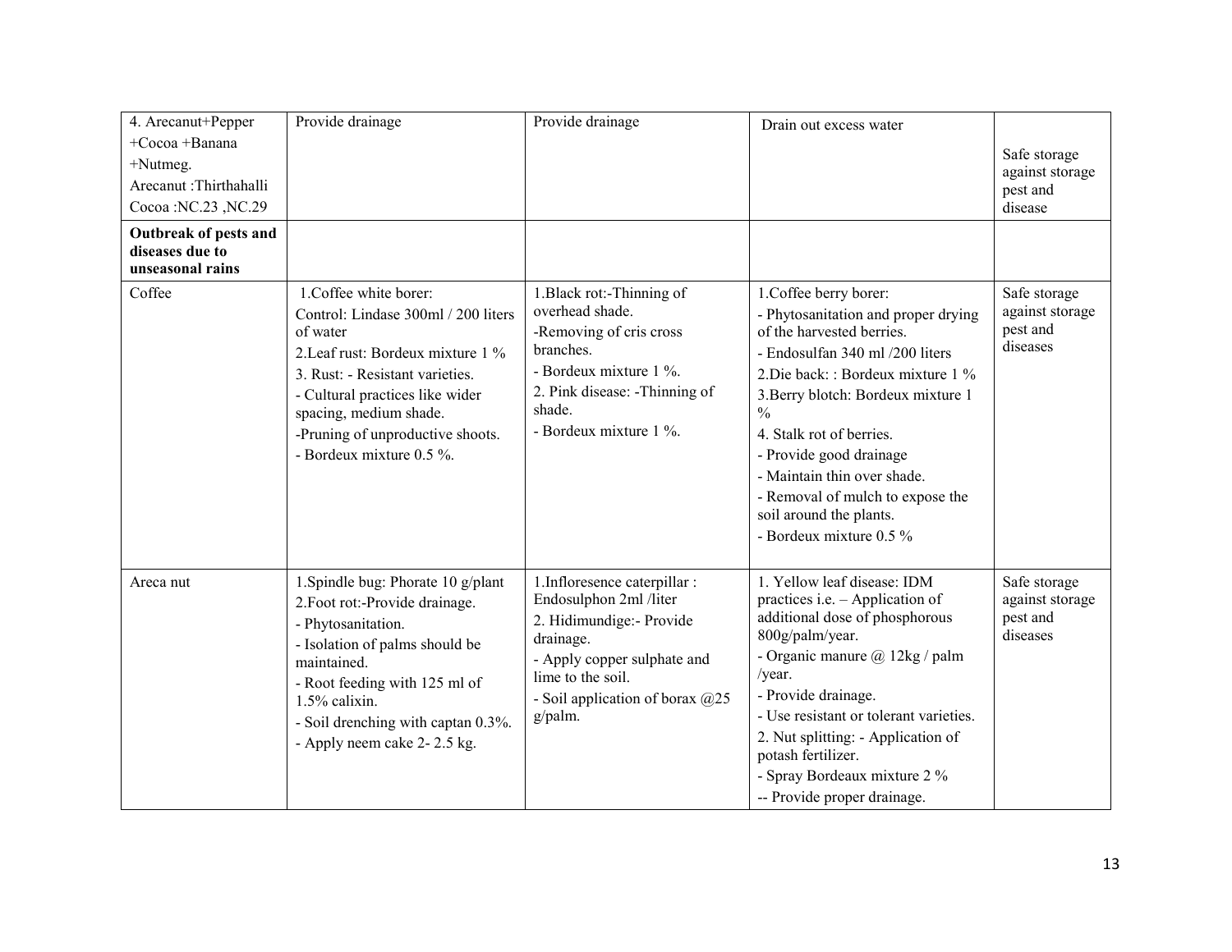| | | | | |
|---|---|---|---|---|
| 4. Arecanut+Pepper +Cocoa +Banana +Nutmeg.<br>Arecanut :Thirthahalli<br>Cocoa :NC.23 ,NC.29 | Provide drainage | Provide drainage | Drain out excess water | Safe storage against storage pest and disease |
| **Outbreak of pests and diseases due to unseasonal rains** | | | | |
| Coffee | 1.Coffee white borer:<br>Control: Lindase 300ml / 200 liters of water<br>2.Leaf rust: Bordeux mixture 1 %<br>3. Rust: - Resistant varieties.<br>- Cultural practices like wider spacing, medium shade.<br>-Pruning of unproductive shoots.<br>- Bordeux mixture 0.5 %. | 1.Black rot:-Thinning of overhead shade.<br>-Removing of cris cross branches.<br>- Bordeux mixture 1 %.<br>2. Pink disease: -Thinning of shade.<br>- Bordeux mixture 1 %. | 1.Coffee berry borer:<br>- Phytosanitation and proper drying of the harvested berries.<br>- Endosulfan 340 ml /200 liters<br>2.Die back: : Bordeux mixture 1 %<br>3.Berry blotch: Bordeux mixture 1 %<br>4. Stalk rot of berries.<br>- Provide good drainage<br>- Maintain thin over shade.<br>- Removal of mulch to expose the soil around the plants.<br>- Bordeux mixture 0.5 % | Safe storage against storage pest and diseases |
| Areca nut | 1.Spindle bug: Phorate 10 g/plant<br>2.Foot rot:-Provide drainage.<br>- Phytosanitation.<br>- Isolation of palms should be maintained.<br>- Root feeding with 125 ml of 1.5% calixin.<br>- Soil drenching with captan 0.3%.<br>- Apply neem cake 2- 2.5 kg. | 1.Infloresence caterpillar : Endosulphon 2ml /liter<br>2. Hidimundige:- Provide drainage.<br>- Apply copper sulphate and lime to the soil.<br>- Soil application of borax @25 g/palm. | 1. Yellow leaf disease: IDM practices i.e. – Application of additional dose of phosphorous 800g/palm/year.<br>- Organic manure @ 12kg / palm /year.<br>- Provide drainage.<br>- Use resistant or tolerant varieties.<br>2. Nut splitting: - Application of potash fertilizer.<br>- Spray Bordeaux mixture 2 %<br>-- Provide proper drainage. | Safe storage against storage pest and diseases |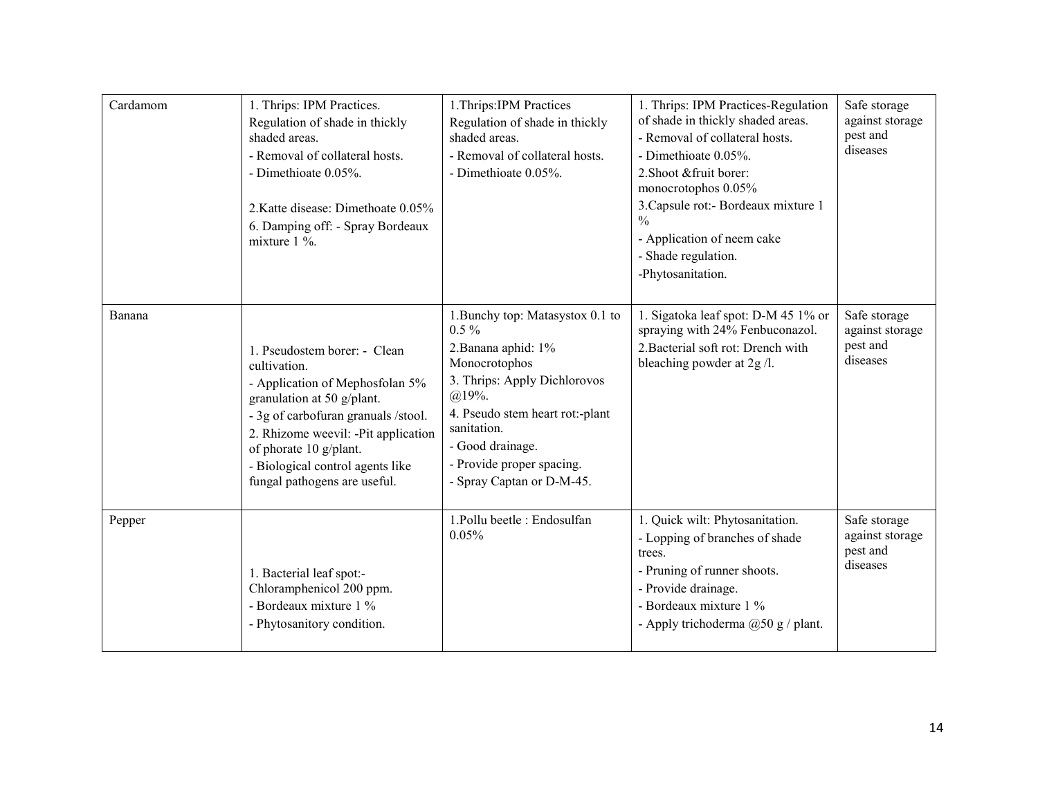| Cardamom | 1. Thrips: IPM Practices.<br>Regulation of shade in thickly shaded areas.<br>- Removal of collateral hosts.<br>- Dimethioate 0.05%.<br><br>2.Katte disease: Dimethoate 0.05%<br>6. Damping off: - Spray Bordeaux mixture 1 %. | 1.Thrips:IPM Practices<br>Regulation of shade in thickly shaded areas.<br>- Removal of collateral hosts.<br>- Dimethioate 0.05%. | 1. Thrips: IPM Practices-Regulation of shade in thickly shaded areas.<br>- Removal of collateral hosts.<br>- Dimethioate 0.05%.<br>2.Shoot &fruit borer: monocrotophos 0.05%<br>3.Capsule rot:- Bordeaux mixture 1 %<br>- Application of neem cake<br>- Shade regulation.<br>-Phytosanitation. | Safe storage against storage pest and diseases |
|---|---|---|---|---|
| Banana | 1. Pseudostem borer: - Clean cultivation.<br>- Application of Mephosfolan 5% granulation at 50 g/plant.<br>- 3g of carbofuran granuals /stool.<br>2. Rhizome weevil: -Pit application of phorate 10 g/plant.<br>- Biological control agents like fungal pathogens are useful. | 1.Bunchy top: Matasystox 0.1 to 0.5 %<br>2.Banana aphid: 1% Monocrotophos<br>3. Thrips: Apply Dichlorovos @19%.<br>4. Pseudo stem heart rot:-plant sanitation.<br>- Good drainage.<br>- Provide proper spacing.<br>- Spray Captan or D-M-45. | 1. Sigatoka leaf spot: D-M 45 1% or spraying with 24% Fenbuconazol.<br>2.Bacterial soft rot: Drench with bleaching powder at 2g /l. | Safe storage against storage pest and diseases |
| Pepper | 1. Bacterial leaf spot:- Chloramphenicol 200 ppm.<br>- Bordeaux mixture 1 %<br>- Phytosanitory condition. | 1.Pollu beetle : Endosulfan 0.05% | 1. Quick wilt: Phytosanitation.<br>- Lopping of branches of shade trees.<br>- Pruning of runner shoots.<br>- Provide drainage.<br>- Bordeaux mixture 1 %<br>- Apply trichoderma @50 g / plant. | Safe storage against storage pest and diseases |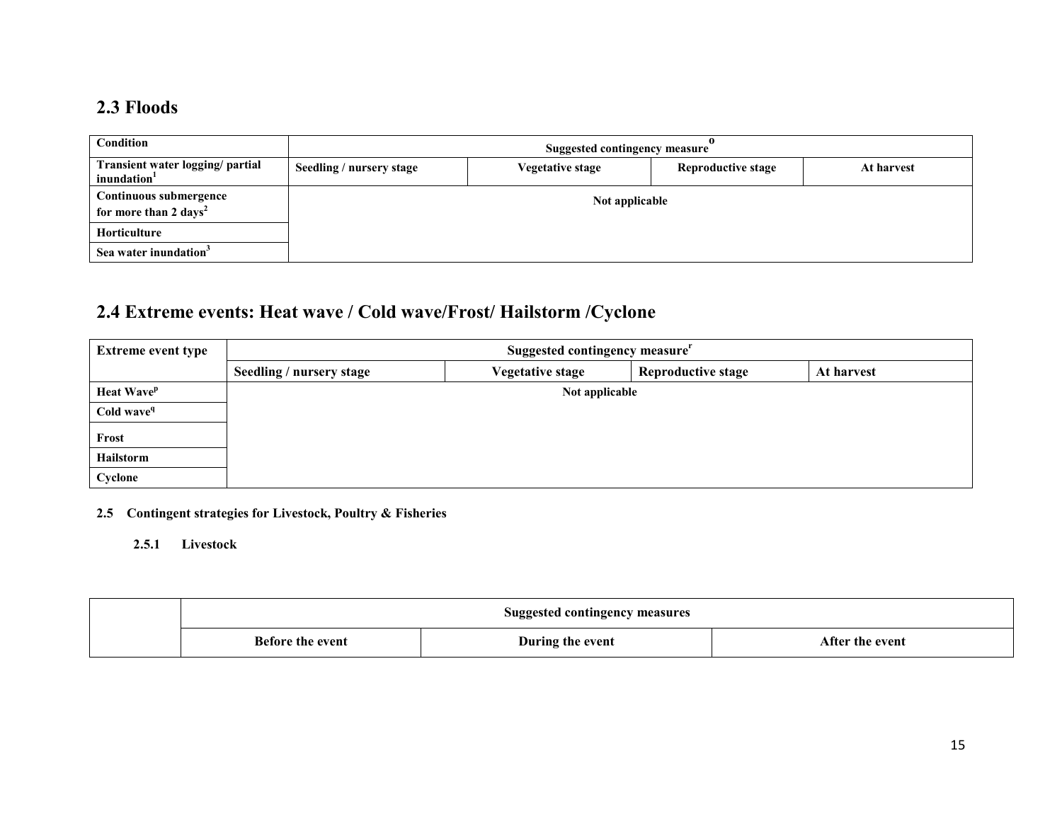## 2.3 Floods

| Condition | Suggested contingency measure[o] | | | |
|---|---|---|---|---|
| Transient water logging/ partial inundation[1] | Seedling / nursery stage | Vegetative stage | Reproductive stage | At harvest |
| Continuous submergence for more than 2 days[2] | Not applicable | | | |
| Horticulture | | | | |
| Sea water inundation[3] | | | | |

## 2.4 Extreme events: Heat wave / Cold wave/Frost/ Hailstorm /Cyclone

| Extreme event type | Suggested contingency measure[r] | | | |
|---|---|---|---|---|
| | Seedling / nursery stage | Vegetative stage | Reproductive stage | At harvest |
| Heat Wave[p] | Not applicable | | | |
| Cold wave[q] | | | | |
| Frost | | | | |
| Hailstorm | | | | |
| Cyclone | | | | |

### 2.5 Contingent strategies for Livestock, Poultry & Fisheries

#### 2.5.1 Livestock

| | Suggested contingency measures | | |
|---|---|---|---|
| | Before the event | During the event | After the event |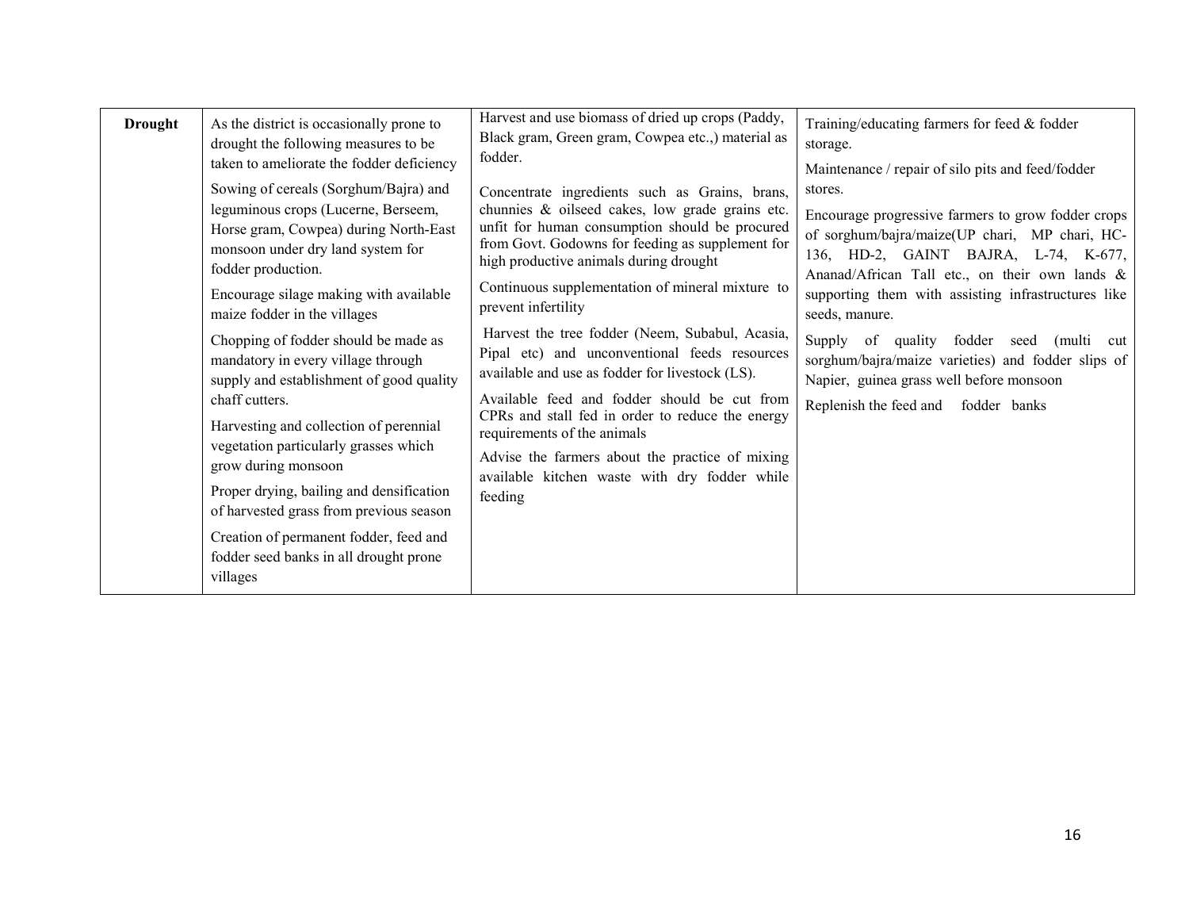| Drought | As the district is occasionally prone to drought the following measures to be taken to ameliorate the fodder deficiency<br><br>Sowing of cereals (Sorghum/Bajra) and leguminous crops (Lucerne, Berseem, Horse gram, Cowpea) during North-East monsoon under dry land system for fodder production.<br><br>Encourage silage making with available maize fodder in the villages<br><br>Chopping of fodder should be made as mandatory in every village through supply and establishment of good quality chaff cutters.<br><br>Harvesting and collection of perennial vegetation particularly grasses which grow during monsoon<br><br>Proper drying, bailing and densification of harvested grass from previous season<br><br>Creation of permanent fodder, feed and fodder seed banks in all drought prone villages | Harvest and use biomass of dried up crops (Paddy, Black gram, Green gram, Cowpea etc.,) material as fodder.<br><br>Concentrate ingredients such as Grains, brans, chunnies & oilseed cakes, low grade grains etc. unfit for human consumption should be procured from Govt. Godowns for feeding as supplement for high productive animals during drought<br><br>Continuous supplementation of mineral mixture to prevent infertility<br><br>Harvest the tree fodder (Neem, Subabul, Acasia, Pipal etc) and unconventional feeds resources available and use as fodder for livestock (LS).<br><br>Available feed and fodder should be cut from CPRs and stall fed in order to reduce the energy requirements of the animals<br><br>Advise the farmers about the practice of mixing available kitchen waste with dry fodder while feeding | Training/educating farmers for feed & fodder storage.<br><br>Maintenance / repair of silo pits and feed/fodder stores.<br><br>Encourage progressive farmers to grow fodder crops of sorghum/bajra/maize(UP chari, MP chari, HC-136, HD-2, GAINT BAJRA, L-74, K-677, Ananad/African Tall etc., on their own lands & supporting them with assisting infrastructures like seeds, manure.<br><br>Supply of quality fodder seed (multi cut sorghum/bajra/maize varieties) and fodder slips of Napier, guinea grass well before monsoon<br><br>Replenish the feed and fodder banks |
|---|---|---|---|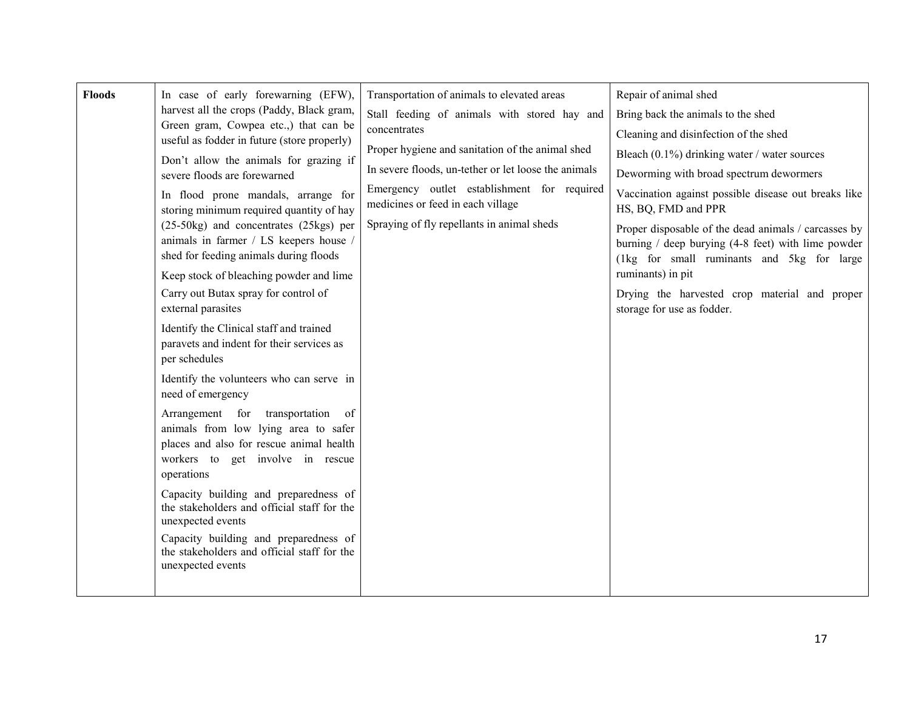| | | | |
|---|---|---|---|
| **Floods** | In case of early forewarning (EFW), harvest all the crops (Paddy, Black gram, Green gram, Cowpea etc.,) that can be useful as fodder in future (store properly)<br><br>Don't allow the animals for grazing if severe floods are forewarned<br><br>In flood prone mandals, arrange for storing minimum required quantity of hay (25-50kg) and concentrates (25kgs) per animals in farmer / LS keepers house / shed for feeding animals during floods<br><br>Keep stock of bleaching powder and lime<br><br>Carry out Butax spray for control of external parasites<br><br>Identify the Clinical staff and trained paravets and indent for their services as per schedules<br><br>Identify the volunteers who can serve in need of emergency<br><br>Arrangement for transportation of animals from low lying area to safer places and also for rescue animal health workers to get involve in rescue operations<br><br>Capacity building and preparedness of the stakeholders and official staff for the unexpected events<br><br>Capacity building and preparedness of the stakeholders and official staff for the unexpected events | Transportation of animals to elevated areas<br><br>Stall feeding of animals with stored hay and concentrates<br><br>Proper hygiene and sanitation of the animal shed<br><br>In severe floods, un-tether or let loose the animals<br><br>Emergency outlet establishment for required medicines or feed in each village<br><br>Spraying of fly repellants in animal sheds | Repair of animal shed<br><br>Bring back the animals to the shed<br><br>Cleaning and disinfection of the shed<br><br>Bleach (0.1%) drinking water / water sources<br><br>Deworming with broad spectrum dewormers<br><br>Vaccination against possible disease out breaks like HS, BQ, FMD and PPR<br><br>Proper disposable of the dead animals / carcasses by burning / deep burying (4-8 feet) with lime powder (1kg for small ruminants and 5kg for large ruminants) in pit<br><br>Drying the harvested crop material and proper storage for use as fodder. |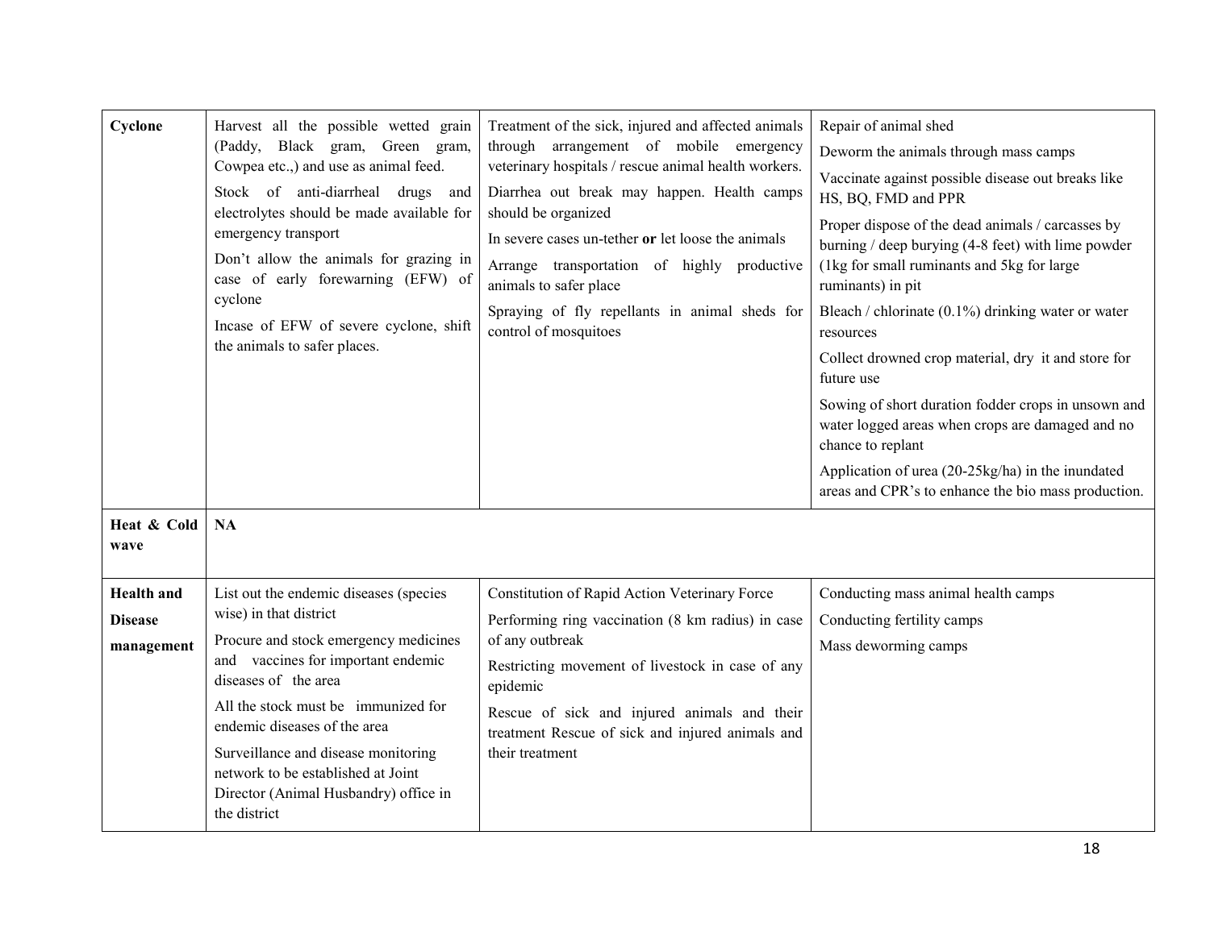| | | | |
|---|---|---|---|
| **Cyclone** | Harvest all the possible wetted grain (Paddy, Black gram, Green gram, Cowpea etc.,) and use as animal feed.<br>Stock of anti-diarrheal drugs and electrolytes should be made available for emergency transport<br>Don't allow the animals for grazing in case of early forewarning (EFW) of cyclone<br>Incase of EFW of severe cyclone, shift the animals to safer places. | Treatment of the sick, injured and affected animals through arrangement of mobile emergency veterinary hospitals / rescue animal health workers.<br>Diarrhea out break may happen. Health camps should be organized<br>In severe cases un-tether **or** let loose the animals<br>Arrange transportation of highly productive animals to safer place<br>Spraying of fly repellants in animal sheds for control of mosquitoes | Repair of animal shed<br>Deworm the animals through mass camps<br>Vaccinate against possible disease out breaks like HS, BQ, FMD and PPR<br>Proper dispose of the dead animals / carcasses by burning / deep burying (4-8 feet) with lime powder (1kg for small ruminants and 5kg for large ruminants) in pit<br>Bleach / chlorinate (0.1%) drinking water or water resources<br>Collect drowned crop material, dry it and store for future use<br>Sowing of short duration fodder crops in unsown and water logged areas when crops are damaged and no chance to replant<br>Application of urea (20-25kg/ha) in the inundated areas and CPR's to enhance the bio mass production. |
| **Heat & Cold wave** | **NA** | | |
| **Health and Disease management** | List out the endemic diseases (species wise) in that district<br>Procure and stock emergency medicines and vaccines for important endemic diseases of the area<br>All the stock must be immunized for endemic diseases of the area<br>Surveillance and disease monitoring network to be established at Joint Director (Animal Husbandry) office in the district | Constitution of Rapid Action Veterinary Force<br>Performing ring vaccination (8 km radius) in case of any outbreak<br>Restricting movement of livestock in case of any epidemic<br>Rescue of sick and injured animals and their treatment Rescue of sick and injured animals and their treatment | Conducting mass animal health camps<br>Conducting fertility camps<br>Mass deworming camps |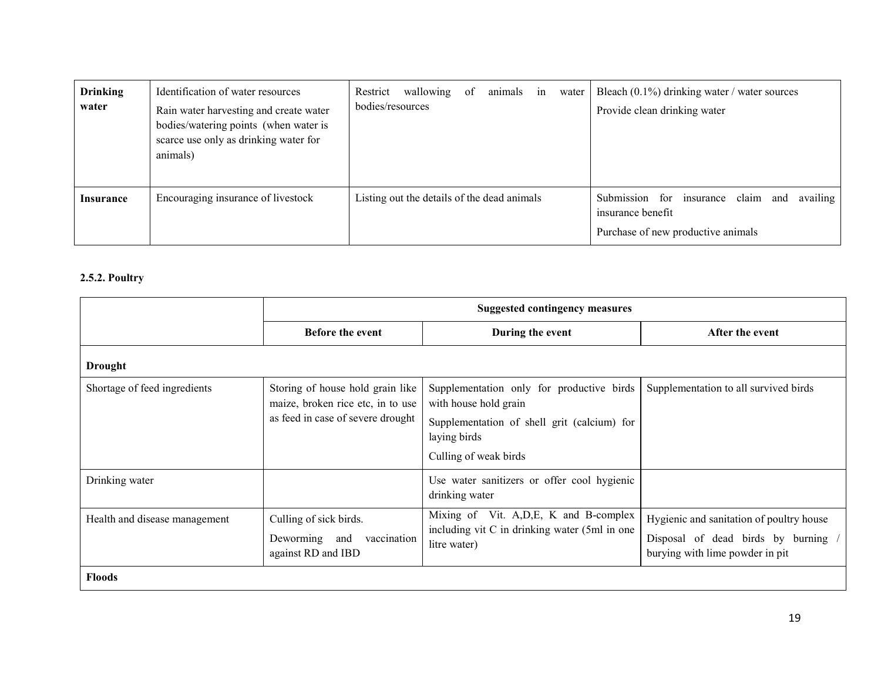| Drinking water | Identification of water resources<br>Rain water harvesting and create water bodies/watering points (when water is scarce use only as drinking water for animals) | Restrict wallowing of animals in water bodies/resources | Bleach (0.1%) drinking water / water sources<br>Provide clean drinking water |
|---|---|---|---|
| **Insurance** | Encouraging insurance of livestock | Listing out the details of the dead animals | Submission for insurance claim and availing insurance benefit<br>Purchase of new productive animals |

**2.5.2. Poultry**

| | Suggested contingency measures | | |
|---|---|---|---|
| | **Before the event** | **During the event** | **After the event** |
| **Drought** | | | |
| Shortage of feed ingredients | Storing of house hold grain like maize, broken rice etc, in to use as feed in case of severe drought | Supplementation only for productive birds with house hold grain<br>Supplementation of shell grit (calcium) for laying birds<br>Culling of weak birds | Supplementation to all survived birds |
| Drinking water | | Use water sanitizers or offer cool hygienic drinking water | |
| Health and disease management | Culling of sick birds.<br>Deworming and vaccination against RD and IBD | Mixing of Vit. A,D,E, K and B-complex including vit C in drinking water (5ml in one litre water) | Hygienic and sanitation of poultry house<br>Disposal of dead birds by burning / burying with lime powder in pit |
| **Floods** | | | |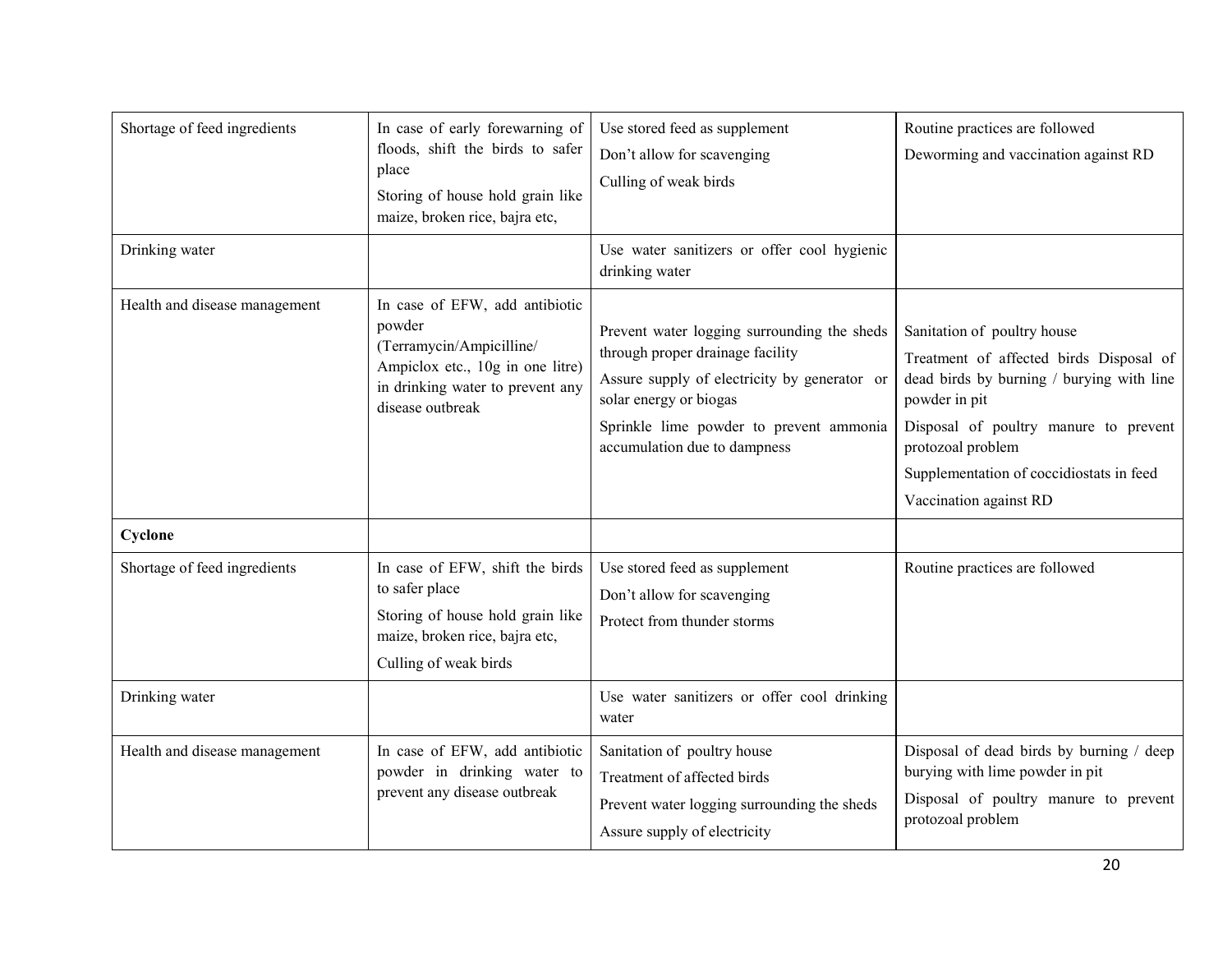| | | | |
|---|---|---|---|
| Shortage of feed ingredients | In case of early forewarning of floods, shift the birds to safer place<br>Storing of house hold grain like maize, broken rice, bajra etc, | Use stored feed as supplement<br>Don't allow for scavenging<br>Culling of weak birds | Routine practices are followed<br>Deworming and vaccination against RD |
| Drinking water | | Use water sanitizers or offer cool hygienic drinking water | |
| Health and disease management | In case of EFW, add antibiotic powder (Terramycin/Ampicilline/ Ampiclox etc., 10g in one litre) in drinking water to prevent any disease outbreak | Prevent water logging surrounding the sheds through proper drainage facility<br>Assure supply of electricity by generator or solar energy or biogas<br>Sprinkle lime powder to prevent ammonia accumulation due to dampness | Sanitation of poultry house<br>Treatment of affected birds Disposal of dead birds by burning / burying with line powder in pit<br>Disposal of poultry manure to prevent protozoal problem<br>Supplementation of coccidiostats in feed<br>Vaccination against RD |
| **Cyclone** | | | |
| Shortage of feed ingredients | In case of EFW, shift the birds to safer place<br>Storing of house hold grain like maize, broken rice, bajra etc,<br>Culling of weak birds | Use stored feed as supplement<br>Don't allow for scavenging<br>Protect from thunder storms | Routine practices are followed |
| Drinking water | | Use water sanitizers or offer cool drinking water | |
| Health and disease management | In case of EFW, add antibiotic powder in drinking water to prevent any disease outbreak | Sanitation of poultry house<br>Treatment of affected birds<br>Prevent water logging surrounding the sheds<br>Assure supply of electricity | Disposal of dead birds by burning / deep burying with lime powder in pit<br>Disposal of poultry manure to prevent protozoal problem |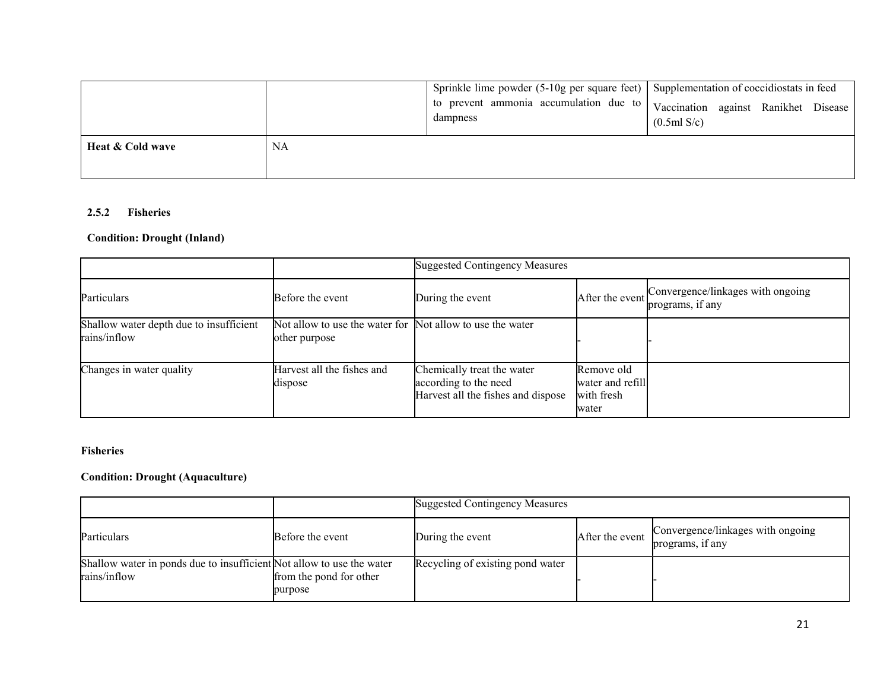| | | Sprinkle lime powder (5-10g per square feet) to prevent ammonia accumulation due to dampness | Supplementation of coccidiostats in feed<br>Vaccination against Ranikhet Disease (0.5ml S/c) |
|---|---|---|---|
| **Heat & Cold wave** | NA | | |

**2.5.2 Fisheries**

**Condition: Drought (Inland)**

| | | Suggested Contingency Measures | | |
|---|---|---|---|---|
| Particulars | Before the event | During the event | After the event | Convergence/linkages with ongoing programs, if any |
| Shallow water depth due to insufficient rains/inflow | Not allow to use the water for other purpose | Not allow to use the water | - | - |
| Changes in water quality | Harvest all the fishes and dispose | Chemically treat the water according to the need<br>Harvest all the fishes and dispose | Remove old water and refill with fresh water | |

**Fisheries**

**Condition: Drought (Aquaculture)**

| | | Suggested Contingency Measures | | |
|---|---|---|---|---|
| Particulars | Before the event | During the event | After the event | Convergence/linkages with ongoing programs, if any |
| Shallow water in ponds due to insufficient rains/inflow | Not allow to use the water from the pond for other purpose | Recycling of existing pond water | - | - |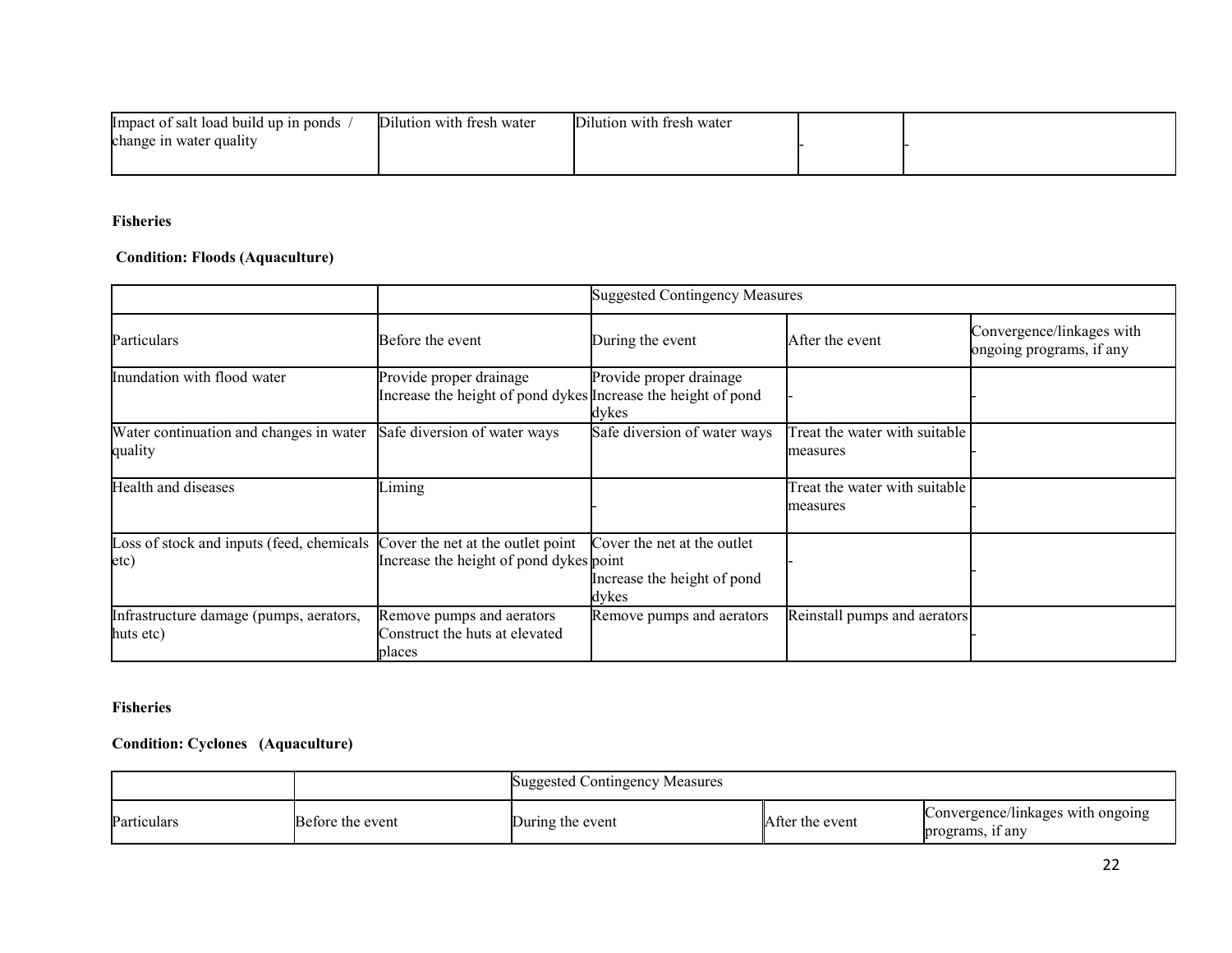| Impact of salt load build up in ponds / change in water quality | Dilution with fresh water | Dilution with fresh water | - | - |
|---|---|---|---|---|

**Fisheries**

**Condition: Floods (Aquaculture)**

| | | Suggested Contingency Measures | | |
|---|---|---|---|---|
| Particulars | Before the event | During the event | After the event | Convergence/linkages with ongoing programs, if any |
| Inundation with flood water | Provide proper drainage<br>Increase the height of pond dykes | Provide proper drainage<br>Increase the height of pond dykes | - | - |
| Water continuation and changes in water quality | Safe diversion of water ways | Safe diversion of water ways | Treat the water with suitable measures | - |
| Health and diseases | Liming | - | Treat the water with suitable measures | - |
| Loss of stock and inputs (feed, chemicals etc) | Cover the net at the outlet point<br>Increase the height of pond dykes | Cover the net at the outlet point<br>Increase the height of pond dykes | - | - |
| Infrastructure damage (pumps, aerators, huts etc) | Remove pumps and aerators<br>Construct the huts at elevated places | Remove pumps and aerators | Reinstall pumps and aerators | - |

**Fisheries**

**Condition: Cyclones (Aquaculture)**

| | | Suggested Contingency Measures | | |
|---|---|---|---|---|
| Particulars | Before the event | During the event | After the event | Convergence/linkages with ongoing programs, if any |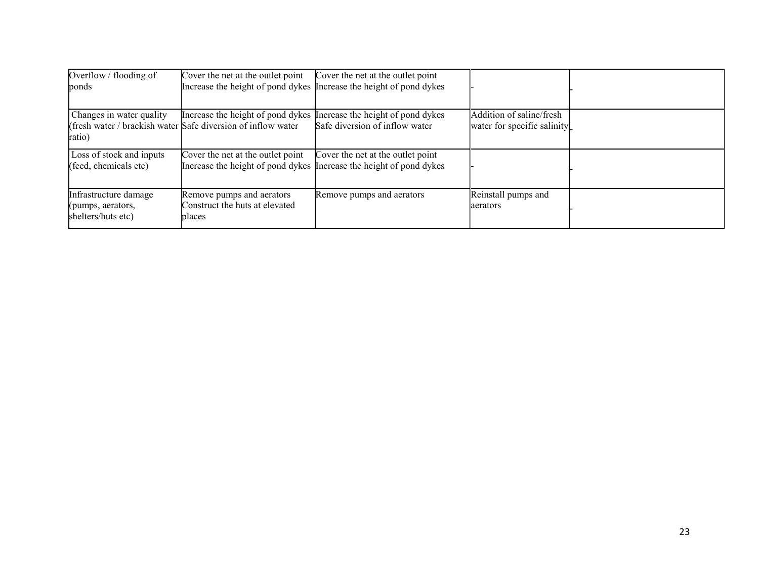| | | | | |
|---|---|---|---|---|
| Overflow / flooding of ponds | Cover the net at the outlet point Increase the height of pond dykes | Cover the net at the outlet point Increase the height of pond dykes | - | - |
| Changes in water quality (fresh water / brackish water ratio) | Increase the height of pond dykes Safe diversion of inflow water | Increase the height of pond dykes Safe diversion of inflow water | Addition of saline/fresh water for specific salinity | - |
| Loss of stock and inputs (feed, chemicals etc) | Cover the net at the outlet point Increase the height of pond dykes | Cover the net at the outlet point Increase the height of pond dykes | - | - |
| Infrastructure damage (pumps, aerators, shelters/huts etc) | Remove pumps and aerators Construct the huts at elevated places | Remove pumps and aerators | Reinstall pumps and aerators | - |